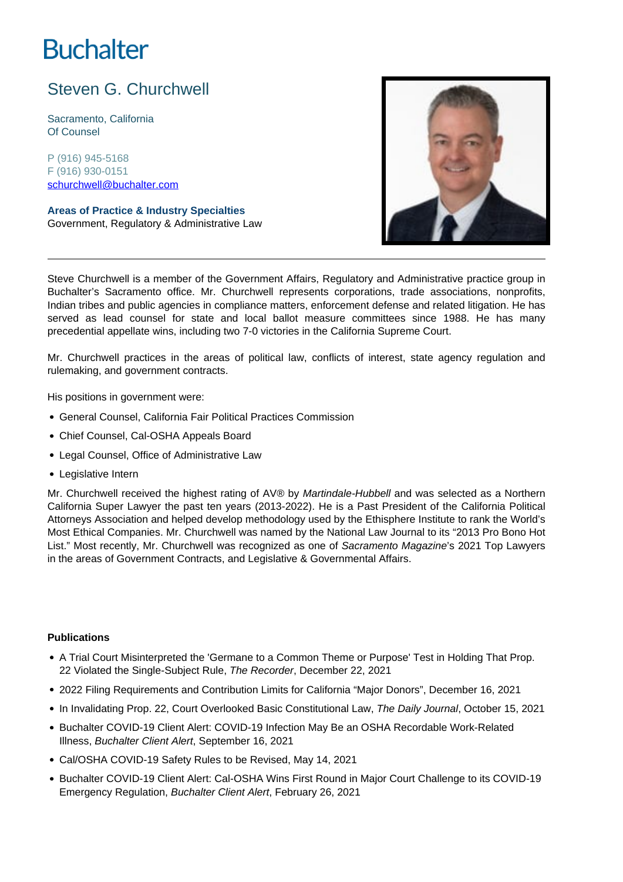Buchalter

# Steven G. Churchwell

Sacramento, California
Of Counsel

P (916) 945-5168
F (916) 930-0151
schurchwell@buchalter.com

**Areas of Practice & Industry Specialties**
Government, Regulatory & Administrative Law

---

Steve Churchwell is a member of the Government Affairs, Regulatory and Administrative practice group in Buchalter's Sacramento office. Mr. Churchwell represents corporations, trade associations, nonprofits, Indian tribes and public agencies in compliance matters, enforcement defense and related litigation. He has served as lead counsel for state and local ballot measure committees since 1988. He has many precedential appellate wins, including two 7-0 victories in the California Supreme Court.

Mr. Churchwell practices in the areas of political law, conflicts of interest, state agency regulation and rulemaking, and government contracts.

His positions in government were:

- General Counsel, California Fair Political Practices Commission
- Chief Counsel, Cal-OSHA Appeals Board
- Legal Counsel, Office of Administrative Law
- Legislative Intern

Mr. Churchwell received the highest rating of AV® by *Martindale-Hubbell* and was selected as a Northern California Super Lawyer the past ten years (2013-2022). He is a Past President of the California Political Attorneys Association and helped develop methodology used by the Ethisphere Institute to rank the World's Most Ethical Companies. Mr. Churchwell was named by the National Law Journal to its "2013 Pro Bono Hot List." Most recently, Mr. Churchwell was recognized as one of *Sacramento Magazine*'s 2021 Top Lawyers in the areas of Government Contracts, and Legislative & Governmental Affairs.

**Publications**

- A Trial Court Misinterpreted the 'Germane to a Common Theme or Purpose' Test in Holding That Prop. 22 Violated the Single-Subject Rule, *The Recorder*, December 22, 2021
- 2022 Filing Requirements and Contribution Limits for California "Major Donors", December 16, 2021
- In Invalidating Prop. 22, Court Overlooked Basic Constitutional Law, *The Daily Journal*, October 15, 2021
- Buchalter COVID-19 Client Alert: COVID-19 Infection May Be an OSHA Recordable Work-Related Illness, *Buchalter Client Alert*, September 16, 2021
- Cal/OSHA COVID-19 Safety Rules to be Revised, May 14, 2021
- Buchalter COVID-19 Client Alert: Cal-OSHA Wins First Round in Major Court Challenge to its COVID-19 Emergency Regulation, *Buchalter Client Alert*, February 26, 2021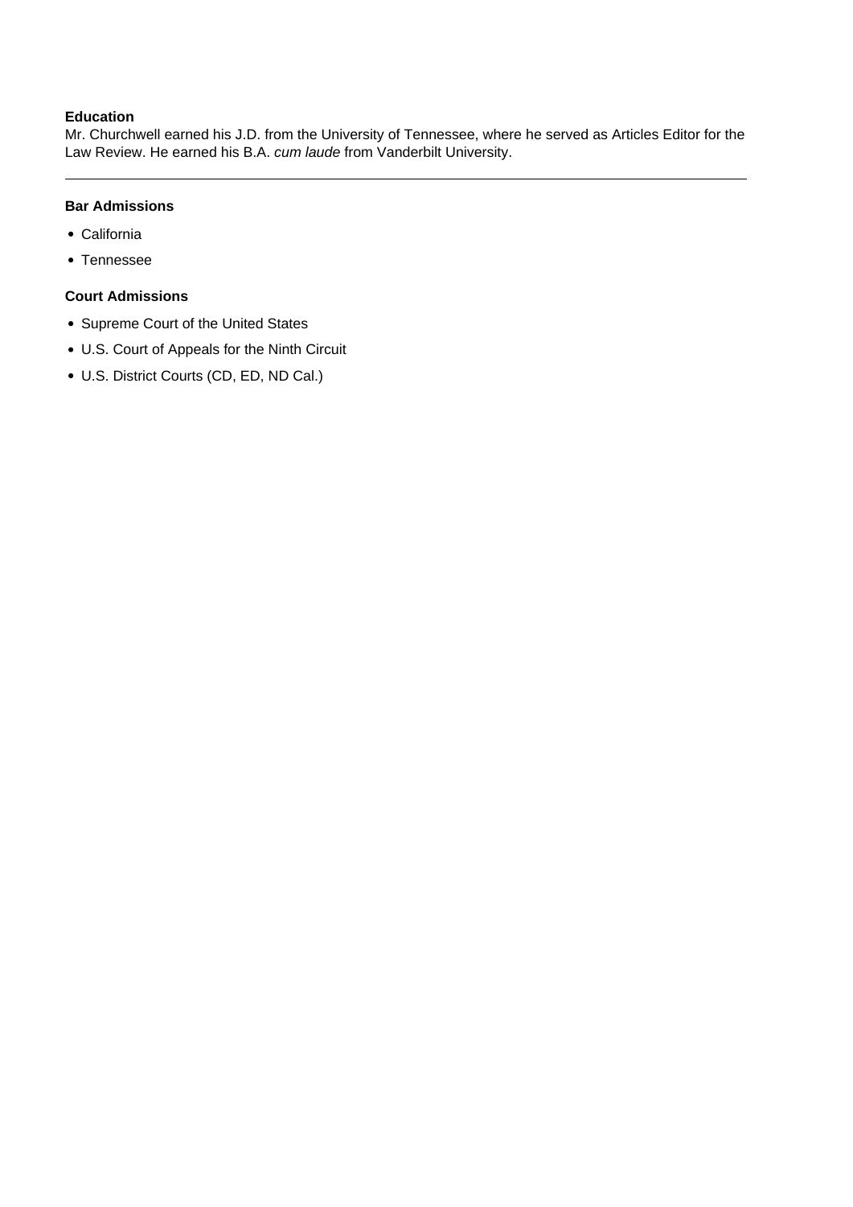**Education**

Mr. Churchwell earned his J.D. from the University of Tennessee, where he served as Articles Editor for the Law Review. He earned his B.A. *cum laude* from Vanderbilt University.

---

**Bar Admissions**

- California
- Tennessee

**Court Admissions**

- Supreme Court of the United States
- U.S. Court of Appeals for the Ninth Circuit
- U.S. District Courts (CD, ED, ND Cal.)